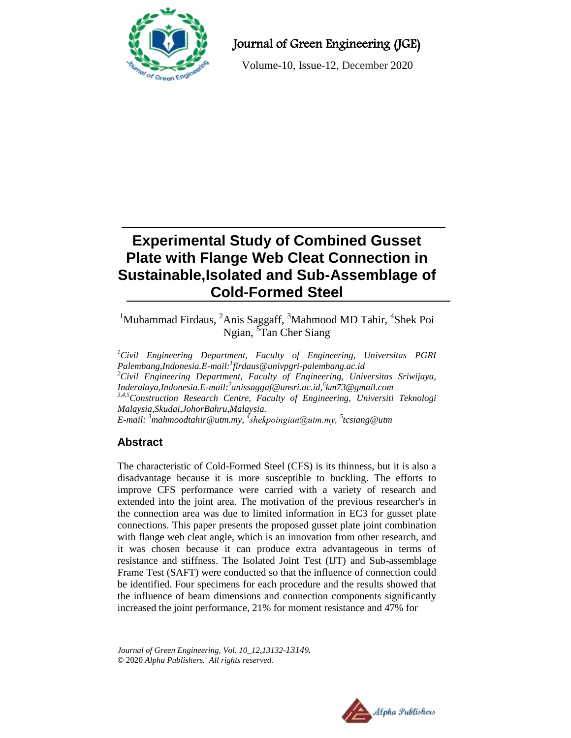Journal of Green Engineering (JGE)

Volume-10, Issue-12, December 2020

# Experimental Study of Combined Gusset Plate with Flange Web Cleat Connection in Sustainable,Isolated and Sub-Assemblage of Cold-Formed Steel

[1]Muhammad Firdaus, [2]Anis Saggaff, [3]Mahmood MD Tahir, [4]Shek Poi Ngian, [5]Tan Cher Siang

*[1]Civil Engineering Department, Faculty of Engineering, Universitas PGRI Palembang,Indonesia.E-mail:[1]firdaus@univpgri-palembang.ac.id*
*[2]Civil Engineering Department, Faculty of Engineering, Universitas Sriwijaya, Inderalaya,Indonesia.E-mail:[2]anissaggaf@unsri.ac.id,[6]km73@gmail.com*
*[3,4,5]Construction Research Centre, Faculty of Engineering, Universiti Teknologi Malaysia,Skudai,JohorBahru,Malaysia.*
*E-mail: [3]mahmoodtahir@utm.my, [4]shekpoingian@utm.my, [5]tcsiang@utm*

## Abstract

The characteristic of Cold-Formed Steel (CFS) is its thinness, but it is also a disadvantage because it is more susceptible to buckling. The efforts to improve CFS performance were carried with a variety of research and extended into the joint area. The motivation of the previous researcher's in the connection area was due to limited information in EC3 for gusset plate connections. This paper presents the proposed gusset plate joint combination with flange web cleat angle, which is an innovation from other research, and it was chosen because it can produce extra advantageous in terms of resistance and stiffness. The Isolated Joint Test (IJT) and Sub-assemblage Frame Test (SAFT) were conducted so that the influence of connection could be identified. Four specimens for each procedure and the results showed that the influence of beam dimensions and connection components significantly increased the joint performance, 21% for moment resistance and 47% for

*Journal of Green Engineering, Vol. 10_12,13132-13149.*
© 2020 *Alpha Publishers. All rights reserved.*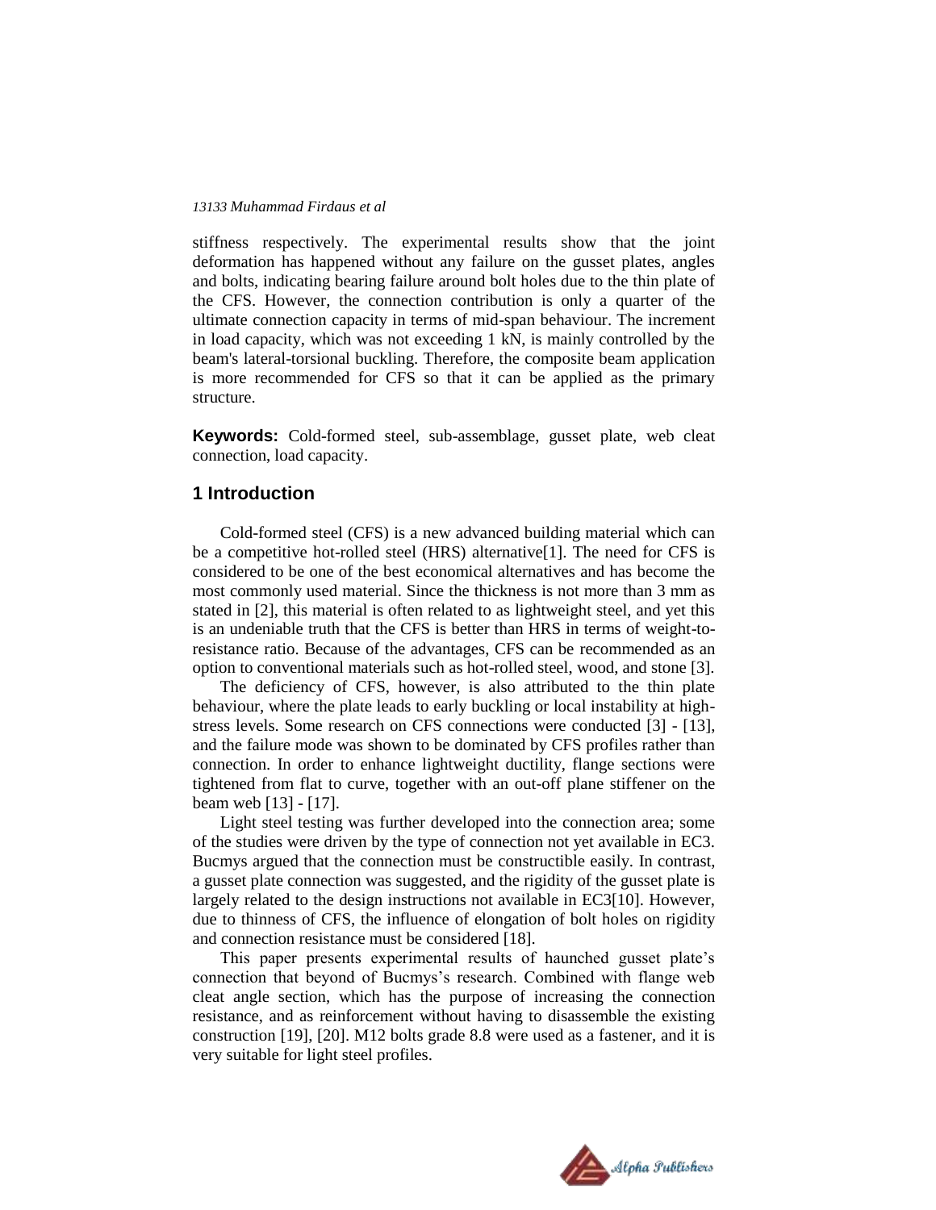stiffness respectively. The experimental results show that the joint deformation has happened without any failure on the gusset plates, angles and bolts, indicating bearing failure around bolt holes due to the thin plate of the CFS. However, the connection contribution is only a quarter of the ultimate connection capacity in terms of mid-span behaviour. The increment in load capacity, which was not exceeding 1 kN, is mainly controlled by the beam's lateral-torsional buckling. Therefore, the composite beam application is more recommended for CFS so that it can be applied as the primary structure.

**Keywords:** Cold-formed steel, sub-assemblage, gusset plate, web cleat connection, load capacity.

## 1 Introduction

Cold-formed steel (CFS) is a new advanced building material which can be a competitive hot-rolled steel (HRS) alternative[1]. The need for CFS is considered to be one of the best economical alternatives and has become the most commonly used material. Since the thickness is not more than 3 mm as stated in [2], this material is often related to as lightweight steel, and yet this is an undeniable truth that the CFS is better than HRS in terms of weight-to-resistance ratio. Because of the advantages, CFS can be recommended as an option to conventional materials such as hot-rolled steel, wood, and stone [3].

The deficiency of CFS, however, is also attributed to the thin plate behaviour, where the plate leads to early buckling or local instability at high-stress levels. Some research on CFS connections were conducted [3] - [13], and the failure mode was shown to be dominated by CFS profiles rather than connection. In order to enhance lightweight ductility, flange sections were tightened from flat to curve, together with an out-off plane stiffener on the beam web [13] - [17].

Light steel testing was further developed into the connection area; some of the studies were driven by the type of connection not yet available in EC3. Bucmys argued that the connection must be constructible easily. In contrast, a gusset plate connection was suggested, and the rigidity of the gusset plate is largely related to the design instructions not available in EC3[10]. However, due to thinness of CFS, the influence of elongation of bolt holes on rigidity and connection resistance must be considered [18].

This paper presents experimental results of haunched gusset plate's connection that beyond of Bucmys's research. Combined with flange web cleat angle section, which has the purpose of increasing the connection resistance, and as reinforcement without having to disassemble the existing construction [19], [20]. M12 bolts grade 8.8 were used as a fastener, and it is very suitable for light steel profiles.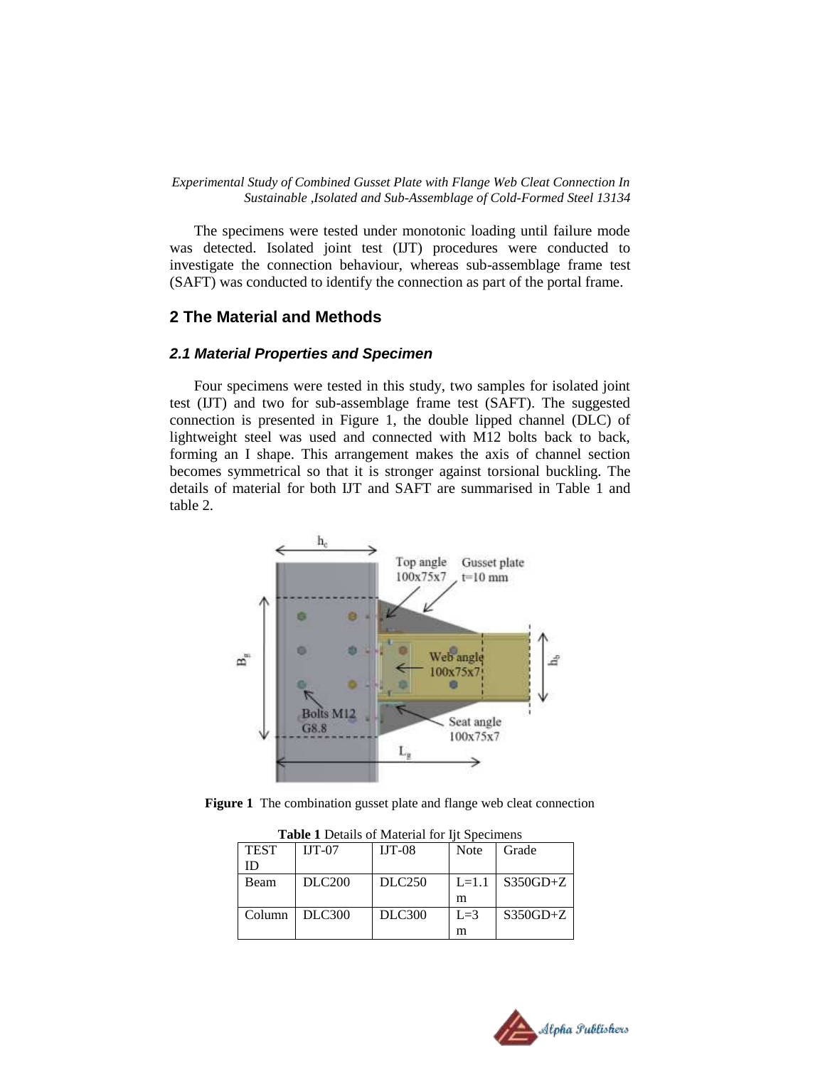The specimens were tested under monotonic loading until failure mode was detected. Isolated joint test (IJT) procedures were conducted to investigate the connection behaviour, whereas sub-assemblage frame test (SAFT) was conducted to identify the connection as part of the portal frame.

## 2 The Material and Methods

### 2.1 Material Properties and Specimen

Four specimens were tested in this study, two samples for isolated joint test (IJT) and two for sub-assemblage frame test (SAFT). The suggested connection is presented in Figure 1, the double lipped channel (DLC) of lightweight steel was used and connected with M12 bolts back to back, forming an I shape. This arrangement makes the axis of channel section becomes symmetrical so that it is stronger against torsional buckling. The details of material for both IJT and SAFT are summarised in Table 1 and table 2.

**Figure 1** The combination gusset plate and flange web cleat connection

**Table 1** Details of Material for Ijt Specimens

| TEST ID | IJT-07 | IJT-08 | Note | Grade |
|---|---|---|---|---|
| Beam | DLC200 | DLC250 | L=1.1 m | S350GD+Z |
| Column | DLC300 | DLC300 | L=3 m | S350GD+Z |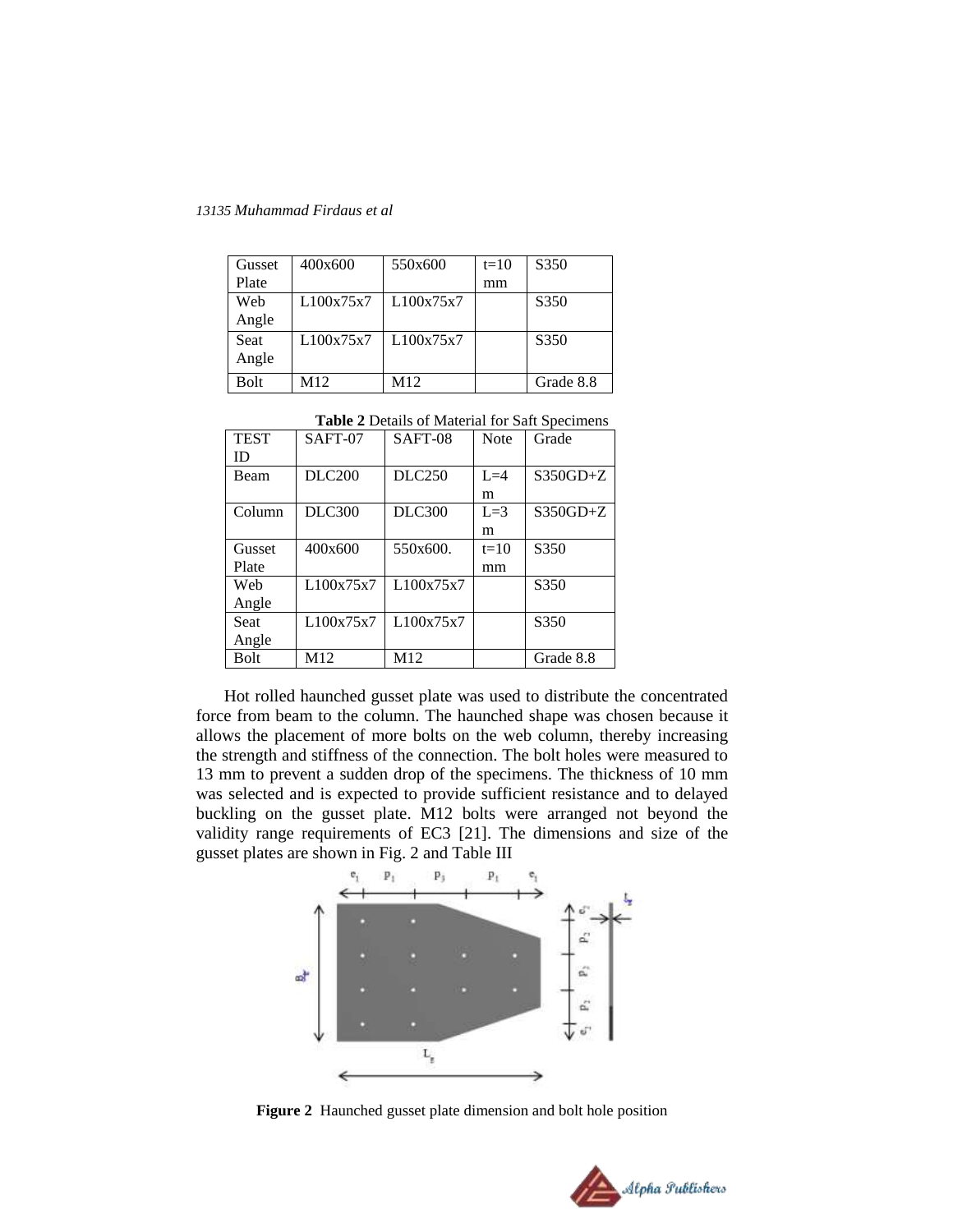| Gusset Plate | 400x600 | 550x600 | t=10 mm | S350 |
|---|---|---|---|---|
| Web Angle | L100x75x7 | L100x75x7 | | S350 |
| Seat Angle | L100x75x7 | L100x75x7 | | S350 |
| Bolt | M12 | M12 | | Grade 8.8 |

**Table 2** Details of Material for Saft Specimens

| TEST ID | SAFT-07 | SAFT-08 | Note | Grade |
|---|---|---|---|---|
| Beam | DLC200 | DLC250 | L=4 m | S350GD+Z |
| Column | DLC300 | DLC300 | L=3 m | S350GD+Z |
| Gusset Plate | 400x600 | 550x600. | t=10 mm | S350 |
| Web Angle | L100x75x7 | L100x75x7 | | S350 |
| Seat Angle | L100x75x7 | L100x75x7 | | S350 |
| Bolt | M12 | M12 | | Grade 8.8 |

Hot rolled haunched gusset plate was used to distribute the concentrated force from beam to the column. The haunched shape was chosen because it allows the placement of more bolts on the web column, thereby increasing the strength and stiffness of the connection. The bolt holes were measured to 13 mm to prevent a sudden drop of the specimens. The thickness of 10 mm was selected and is expected to provide sufficient resistance and to delayed buckling on the gusset plate. M12 bolts were arranged not beyond the validity range requirements of EC3 [21]. The dimensions and size of the gusset plates are shown in Fig. 2 and Table III

**Figure 2** Haunched gusset plate dimension and bolt hole position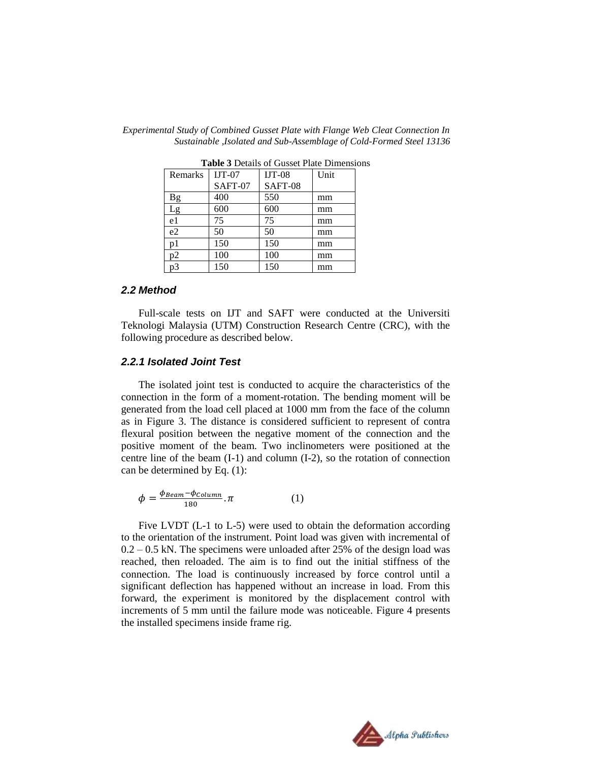**Table 3** Details of Gusset Plate Dimensions

| Remarks | IJT-07 SAFT-07 | IJT-08 SAFT-08 | Unit |
|---|---|---|---|
| Bg | 400 | 550 | mm |
| Lg | 600 | 600 | mm |
| e1 | 75 | 75 | mm |
| e2 | 50 | 50 | mm |
| p1 | 150 | 150 | mm |
| p2 | 100 | 100 | mm |
| p3 | 150 | 150 | mm |

### *2.2 Method*

Full-scale tests on IJT and SAFT were conducted at the Universiti Teknologi Malaysia (UTM) Construction Research Centre (CRC), with the following procedure as described below.

### *2.2.1 Isolated Joint Test*

The isolated joint test is conducted to acquire the characteristics of the connection in the form of a moment-rotation. The bending moment will be generated from the load cell placed at 1000 mm from the face of the column as in Figure 3. The distance is considered sufficient to represent of contra flexural position between the negative moment of the connection and the positive moment of the beam. Two inclinometers were positioned at the centre line of the beam (I-1) and column (I-2), so the rotation of connection can be determined by Eq. (1):

$$\phi = \frac{\phi_{Beam} - \phi_{Column}}{180} . \pi \qquad (1)$$

Five LVDT (L-1 to L-5) were used to obtain the deformation according to the orientation of the instrument. Point load was given with incremental of 0.2 – 0.5 kN. The specimens were unloaded after 25% of the design load was reached, then reloaded. The aim is to find out the initial stiffness of the connection. The load is continuously increased by force control until a significant deflection has happened without an increase in load. From this forward, the experiment is monitored by the displacement control with increments of 5 mm until the failure mode was noticeable. Figure 4 presents the installed specimens inside frame rig.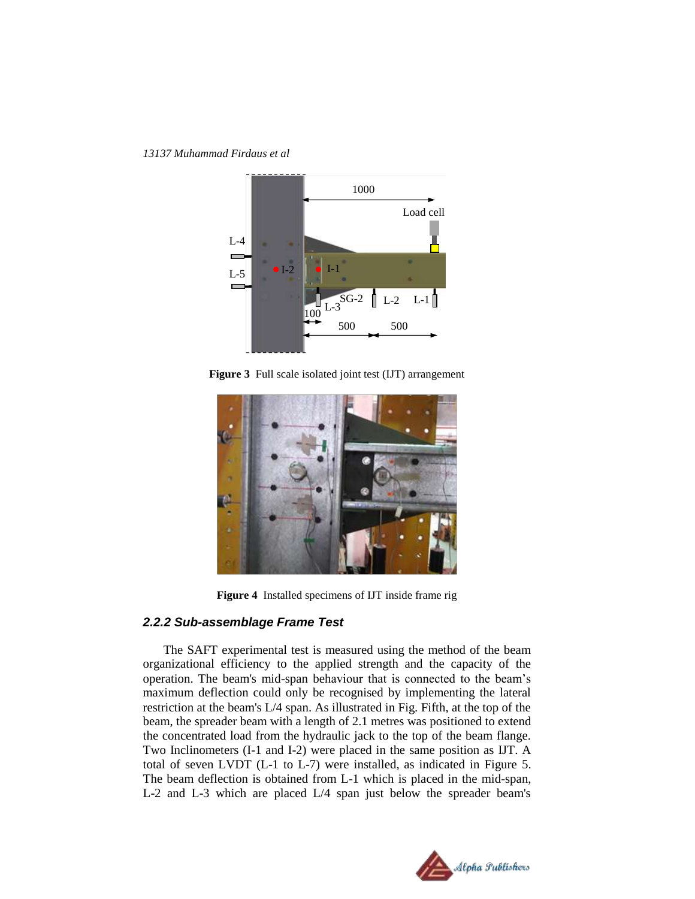**Figure 3** Full scale isolated joint test (IJT) arrangement

**Figure 4** Installed specimens of IJT inside frame rig

### *2.2.2 Sub-assemblage Frame Test*

The SAFT experimental test is measured using the method of the beam organizational efficiency to the applied strength and the capacity of the operation. The beam's mid-span behaviour that is connected to the beam's maximum deflection could only be recognised by implementing the lateral restriction at the beam's L/4 span. As illustrated in Fig. Fifth, at the top of the beam, the spreader beam with a length of 2.1 metres was positioned to extend the concentrated load from the hydraulic jack to the top of the beam flange. Two Inclinometers (I-1 and I-2) were placed in the same position as IJT. A total of seven LVDT (L-1 to L-7) were installed, as indicated in Figure 5. The beam deflection is obtained from L-1 which is placed in the mid-span, L-2 and L-3 which are placed L/4 span just below the spreader beam's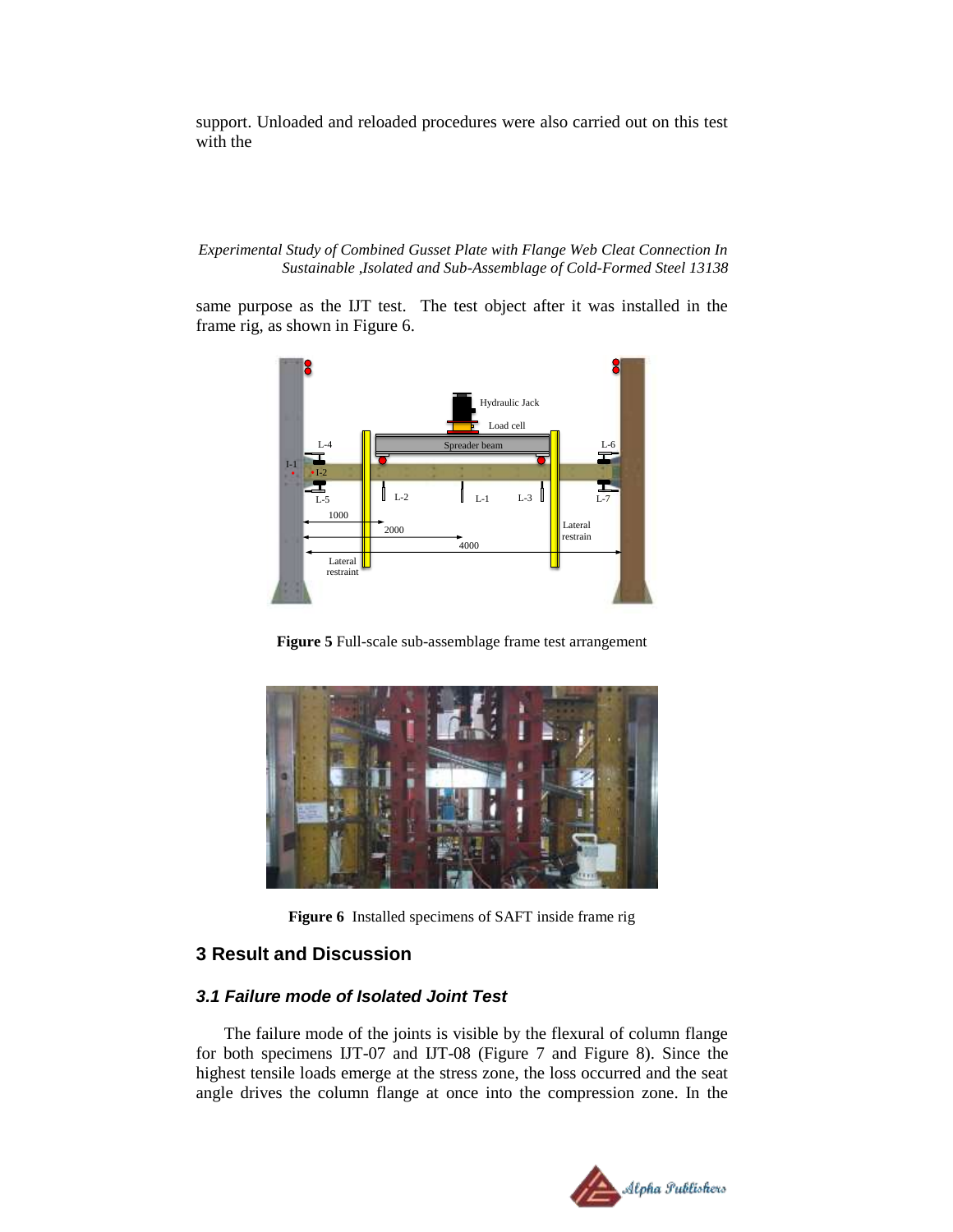support. Unloaded and reloaded procedures were also carried out on this test with the

same purpose as the IJT test. The test object after it was installed in the frame rig, as shown in Figure 6.

**Figure 5** Full-scale sub-assemblage frame test arrangement

**Figure 6** Installed specimens of SAFT inside frame rig

## 3 Result and Discussion

### 3.1 Failure mode of Isolated Joint Test

The failure mode of the joints is visible by the flexural of column flange for both specimens IJT-07 and IJT-08 (Figure 7 and Figure 8). Since the highest tensile loads emerge at the stress zone, the loss occurred and the seat angle drives the column flange at once into the compression zone. In the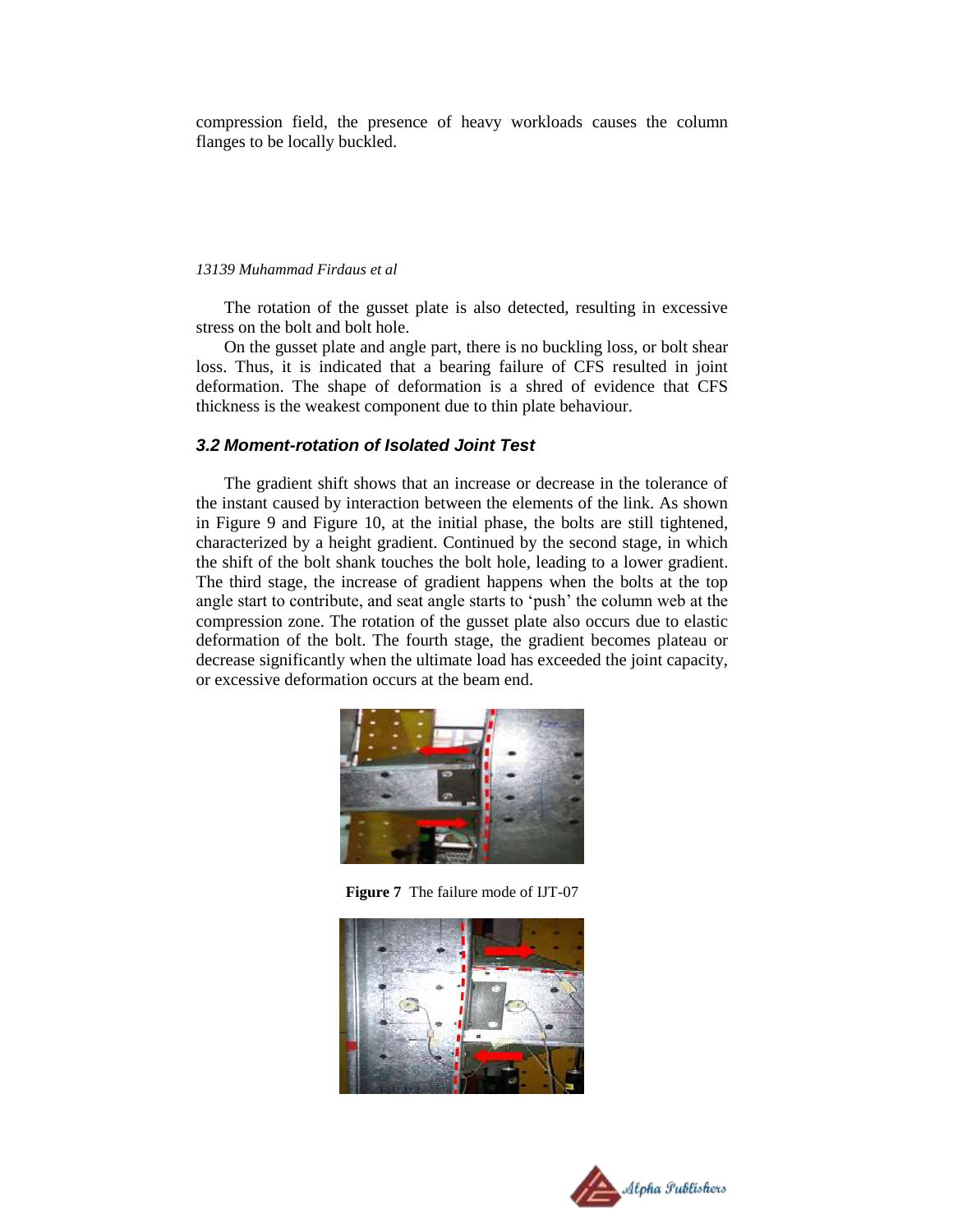compression field, the presence of heavy workloads causes the column flanges to be locally buckled.

The rotation of the gusset plate is also detected, resulting in excessive stress on the bolt and bolt hole.

On the gusset plate and angle part, there is no buckling loss, or bolt shear loss. Thus, it is indicated that a bearing failure of CFS resulted in joint deformation. The shape of deformation is a shred of evidence that CFS thickness is the weakest component due to thin plate behaviour.

### *3.2 Moment-rotation of Isolated Joint Test*

The gradient shift shows that an increase or decrease in the tolerance of the instant caused by interaction between the elements of the link. As shown in Figure 9 and Figure 10, at the initial phase, the bolts are still tightened, characterized by a height gradient. Continued by the second stage, in which the shift of the bolt shank touches the bolt hole, leading to a lower gradient. The third stage, the increase of gradient happens when the bolts at the top angle start to contribute, and seat angle starts to 'push' the column web at the compression zone. The rotation of the gusset plate also occurs due to elastic deformation of the bolt. The fourth stage, the gradient becomes plateau or decrease significantly when the ultimate load has exceeded the joint capacity, or excessive deformation occurs at the beam end.

**Figure 7** The failure mode of IJT-07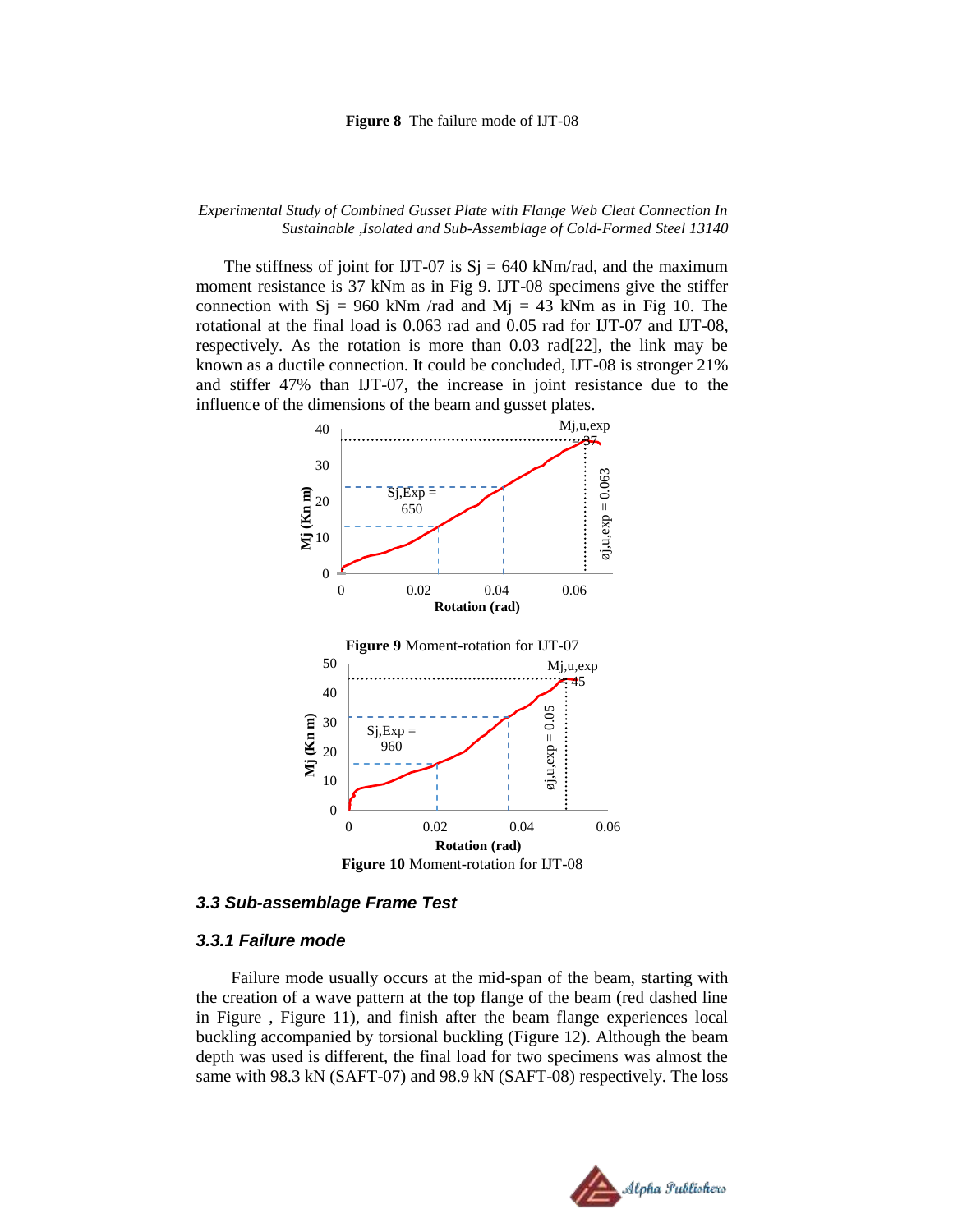**Figure 8** The failure mode of IJT-08

The stiffness of joint for IJT-07 is Sj = 640 kNm/rad, and the maximum moment resistance is 37 kNm as in Fig 9. IJT-08 specimens give the stiffer connection with Sj = 960 kNm /rad and Mj = 43 kNm as in Fig 10. The rotational at the final load is 0.063 rad and 0.05 rad for IJT-07 and IJT-08, respectively. As the rotation is more than 0.03 rad[22], the link may be known as a ductile connection. It could be concluded, IJT-08 is stronger 21% and stiffer 47% than IJT-07, the increase in joint resistance due to the influence of the dimensions of the beam and gusset plates.

**Figure 9** Moment-rotation for IJT-07

**Figure 10** Moment-rotation for IJT-08

### *3.3 Sub-assemblage Frame Test*

#### *3.3.1 Failure mode*

Failure mode usually occurs at the mid-span of the beam, starting with the creation of a wave pattern at the top flange of the beam (red dashed line in Figure , Figure 11), and finish after the beam flange experiences local buckling accompanied by torsional buckling (Figure 12). Although the beam depth was used is different, the final load for two specimens was almost the same with 98.3 kN (SAFT-07) and 98.9 kN (SAFT-08) respectively. The loss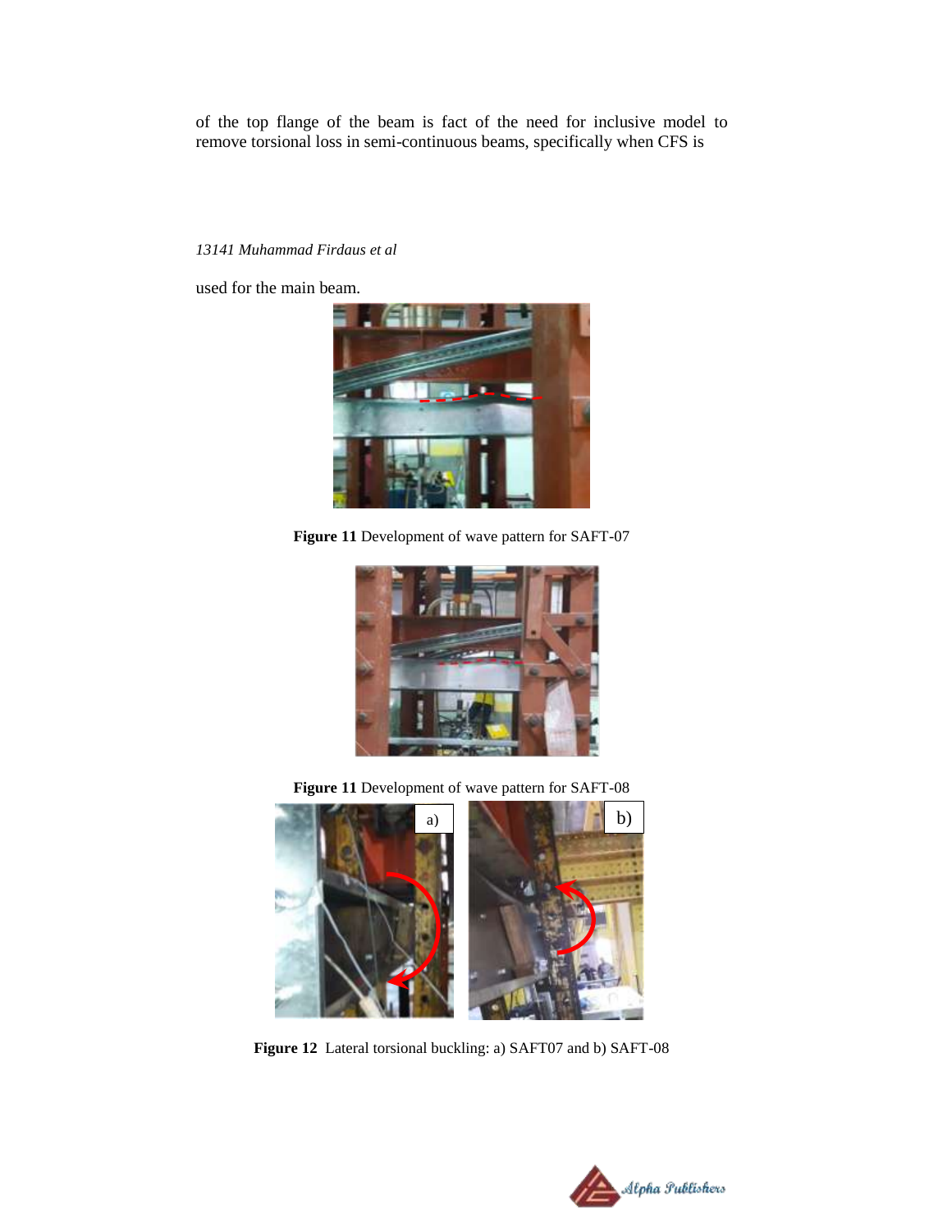of the top flange of the beam is fact of the need for inclusive model to remove torsional loss in semi-continuous beams, specifically when CFS is used for the main beam.

**Figure 11** Development of wave pattern for SAFT-07

**Figure 11** Development of wave pattern for SAFT-08

**Figure 12** Lateral torsional buckling: a) SAFT07 and b) SAFT-08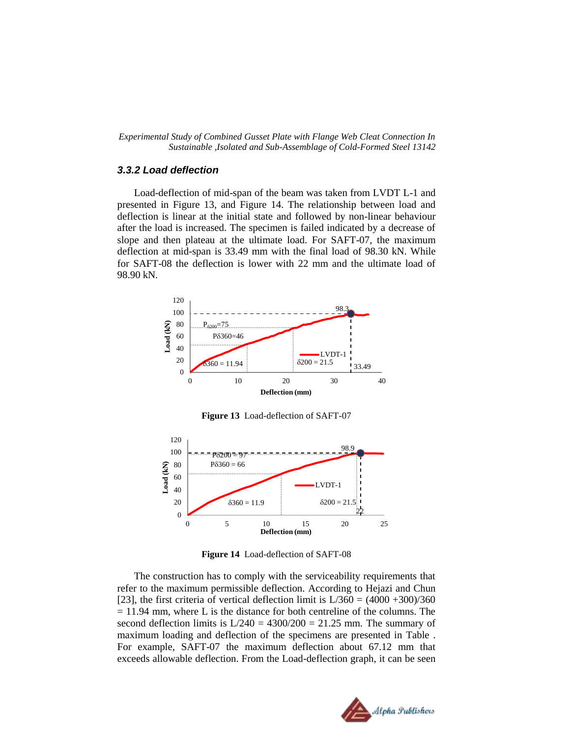### 3.3.2 Load deflection

Load-deflection of mid-span of the beam was taken from LVDT L-1 and presented in Figure 13, and Figure 14. The relationship between load and deflection is linear at the initial state and followed by non-linear behaviour after the load is increased. The specimen is failed indicated by a decrease of slope and then plateau at the ultimate load. For SAFT-07, the maximum deflection at mid-span is 33.49 mm with the final load of 98.30 kN. While for SAFT-08 the deflection is lower with 22 mm and the ultimate load of 98.90 kN.

**Figure 13** Load-deflection of SAFT-07

**Figure 14** Load-deflection of SAFT-08

The construction has to comply with the serviceability requirements that refer to the maximum permissible deflection. According to Hejazi and Chun [23], the first criteria of vertical deflection limit is $L/360 = (4000 + 300)/360 = 11.94$ mm, where L is the distance for both centreline of the columns. The second deflection limits is $L/240 = 4300/200 = 21.25$ mm. The summary of maximum loading and deflection of the specimens are presented in Table . For example, SAFT-07 the maximum deflection about 67.12 mm that exceeds allowable deflection. From the Load-deflection graph, it can be seen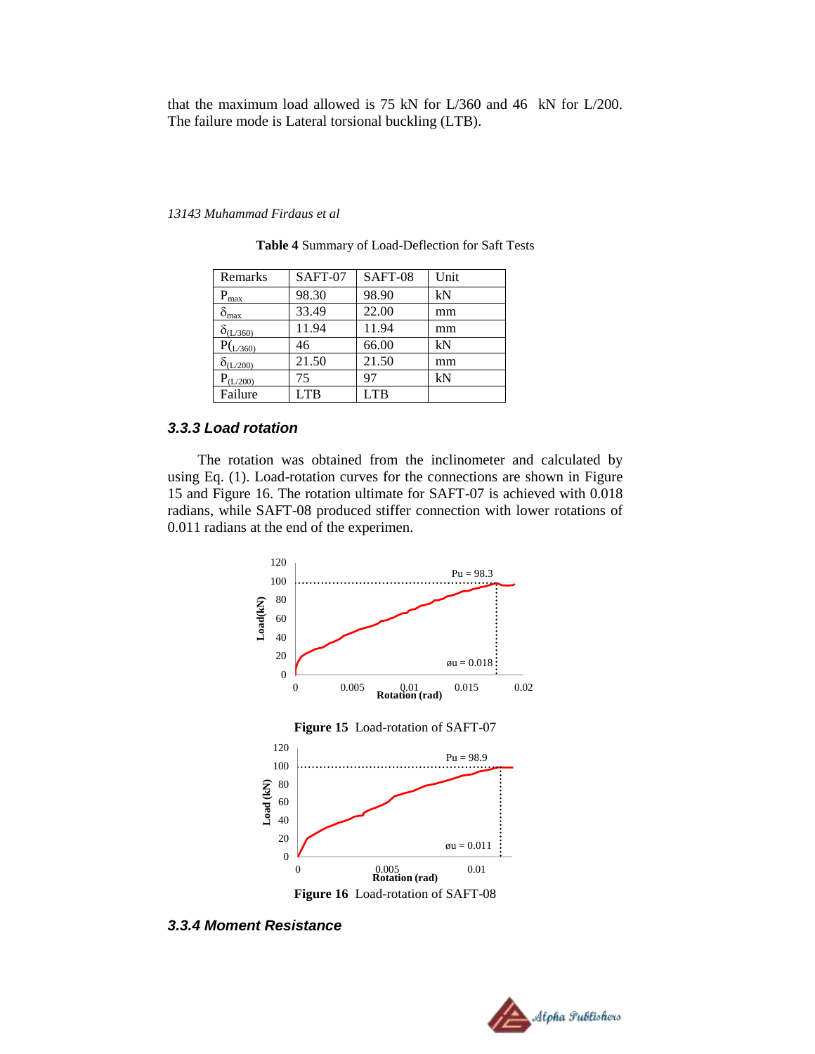that the maximum load allowed is 75 kN for L/360 and 46 kN for L/200. The failure mode is Lateral torsional buckling (LTB).

**Table 4** Summary of Load-Deflection for Saft Tests

| Remarks | SAFT-07 | SAFT-08 | Unit |
|---|---|---|---|
| $P_{max}$ | 98.30 | 98.90 | kN |
| $\delta_{max}$ | 33.49 | 22.00 | mm |
| $\delta_{(L/360)}$ | 11.94 | 11.94 | mm |
| $P_{(L/360)}$ | 46 | 66.00 | kN |
| $\delta_{(L/200)}$ | 21.50 | 21.50 | mm |
| $P_{(L/200)}$ | 75 | 97 | kN |
| Failure | LTB | LTB | |

### *3.3.3 Load rotation*

The rotation was obtained from the inclinometer and calculated by using Eq. (1). Load-rotation curves for the connections are shown in Figure 15 and Figure 16. The rotation ultimate for SAFT-07 is achieved with 0.018 radians, while SAFT-08 produced stiffer connection with lower rotations of 0.011 radians at the end of the experimen.

**Figure 15** Load-rotation of SAFT-07

**Figure 16** Load-rotation of SAFT-08

### *3.3.4 Moment Resistance*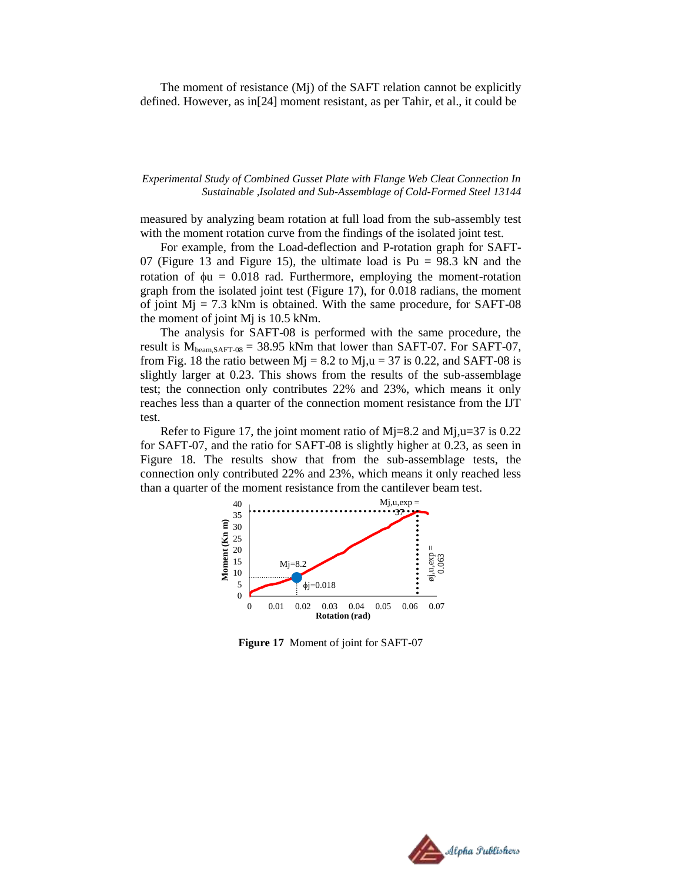The moment of resistance (Mj) of the SAFT relation cannot be explicitly defined. However, as in[24] moment resistant, as per Tahir, et al., it could be

measured by analyzing beam rotation at full load from the sub-assembly test with the moment rotation curve from the findings of the isolated joint test.

For example, from the Load-deflection and P-rotation graph for SAFT-07 (Figure 13 and Figure 15), the ultimate load is Pu = 98.3 kN and the rotation of $\phi u$ = 0.018 rad. Furthermore, employing the moment-rotation graph from the isolated joint test (Figure 17), for 0.018 radians, the moment of joint Mj = 7.3 kNm is obtained. With the same procedure, for SAFT-08 the moment of joint Mj is 10.5 kNm.

The analysis for SAFT-08 is performed with the same procedure, the result is $M_{beam,SAFT\text{-}08}$ = 38.95 kNm that lower than SAFT-07. For SAFT-07, from Fig. 18 the ratio between Mj = 8.2 to Mj,u = 37 is 0.22, and SAFT-08 is slightly larger at 0.23. This shows from the results of the sub-assemblage test; the connection only contributes 22% and 23%, which means it only reaches less than a quarter of the connection moment resistance from the IJT test.

Refer to Figure 17, the joint moment ratio of Mj=8.2 and Mj,u=37 is 0.22 for SAFT-07, and the ratio for SAFT-08 is slightly higher at 0.23, as seen in Figure 18. The results show that from the sub-assemblage tests, the connection only contributed 22% and 23%, which means it only reached less than a quarter of the moment resistance from the cantilever beam test.

**Figure 17** Moment of joint for SAFT-07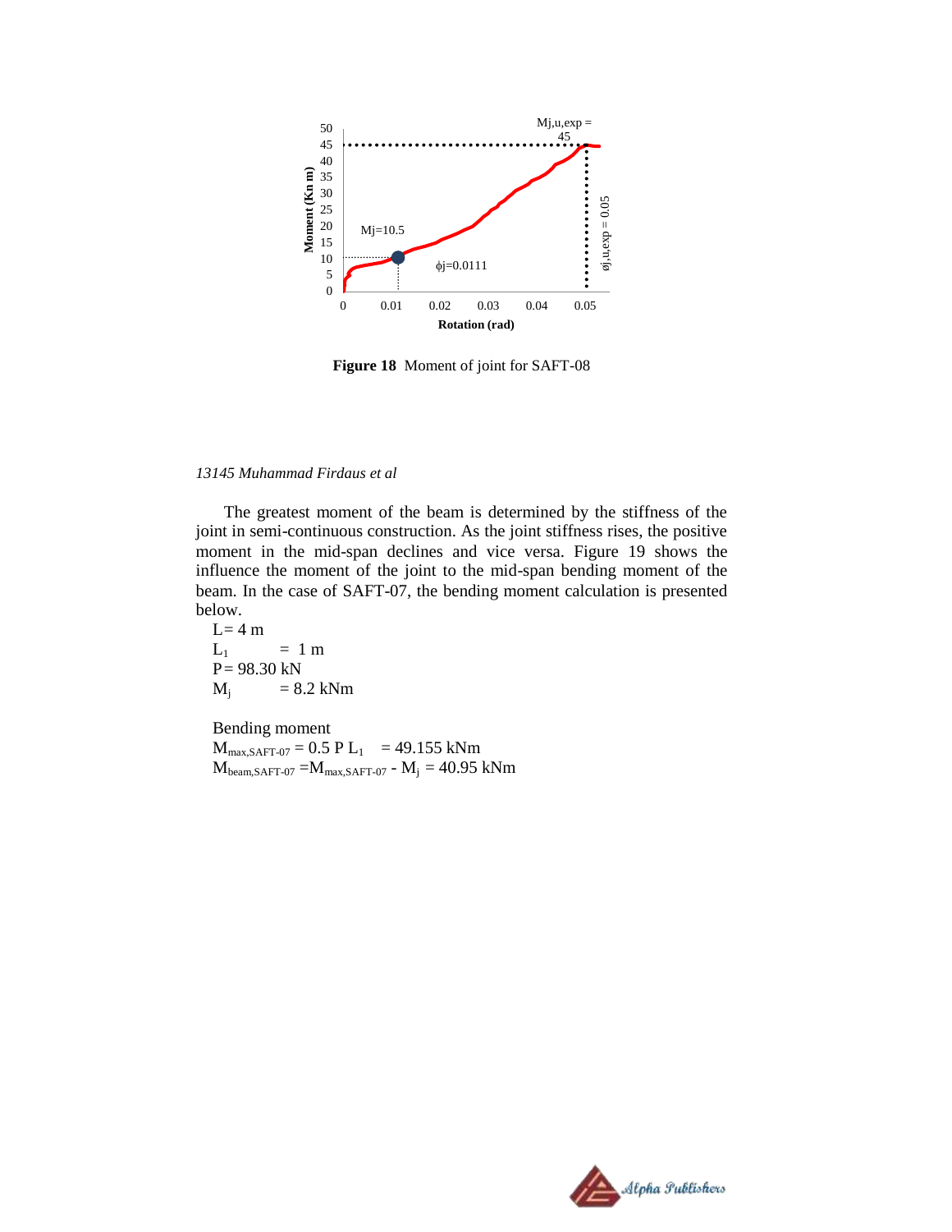**Figure 18** Moment of joint for SAFT-08

The greatest moment of the beam is determined by the stiffness of the joint in semi-continuous construction. As the joint stiffness rises, the positive moment in the mid-span declines and vice versa. Figure 19 shows the influence the moment of the joint to the mid-span bending moment of the beam. In the case of SAFT-07, the bending moment calculation is presented below.

$L = 4$ m
$L_1 = 1$ m
$P = 98.30$ kN
$M_j = 8.2$ kNm

Bending moment

$M_{max,SAFT\text{-}07} = 0.5\,P\,L_1 = 49.155$ kNm

$M_{beam,SAFT\text{-}07} = M_{max,SAFT\text{-}07} - M_j = 40.95$ kNm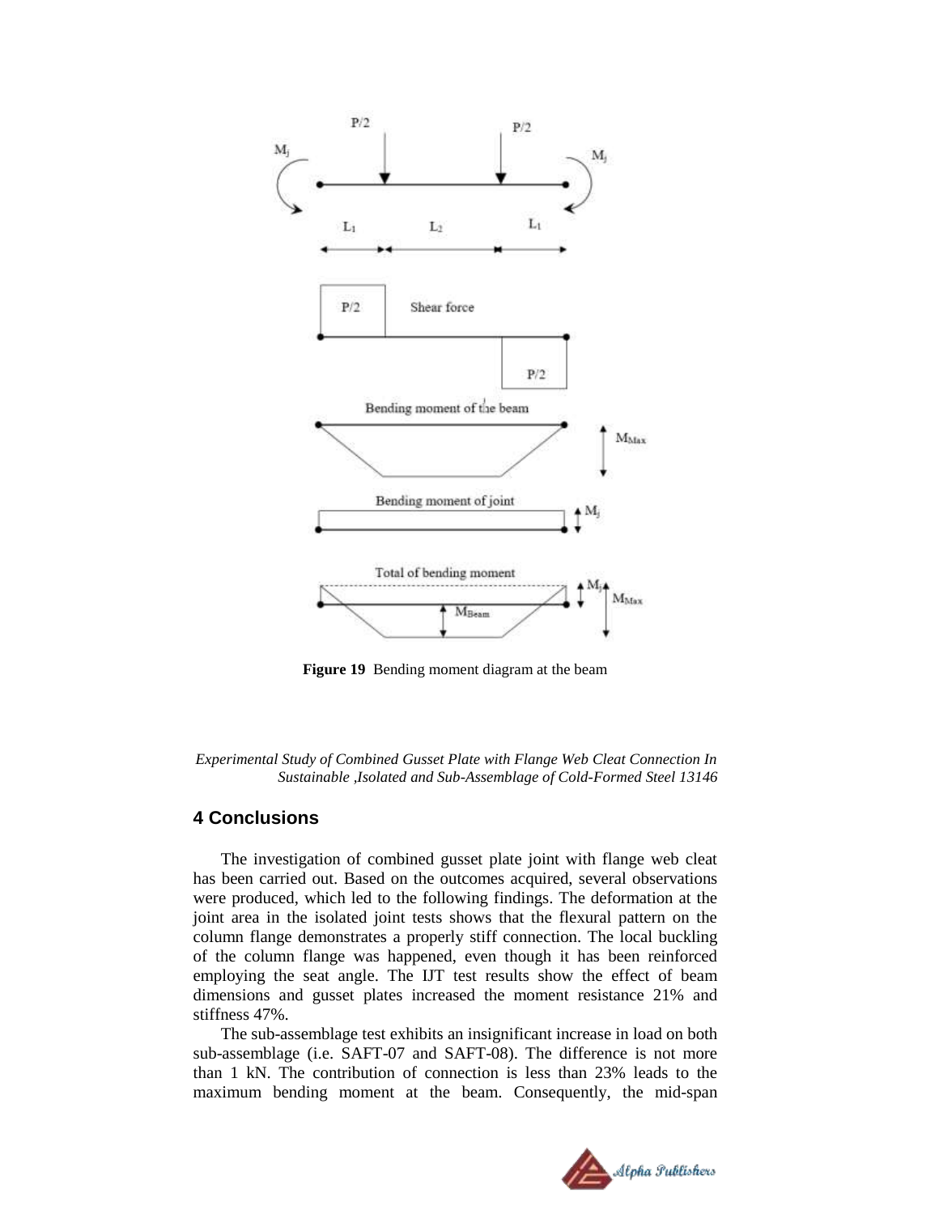Figure 19 Bending moment diagram at the beam

## 4 Conclusions

The investigation of combined gusset plate joint with flange web cleat has been carried out. Based on the outcomes acquired, several observations were produced, which led to the following findings. The deformation at the joint area in the isolated joint tests shows that the flexural pattern on the column flange demonstrates a properly stiff connection. The local buckling of the column flange was happened, even though it has been reinforced employing the seat angle. The IJT test results show the effect of beam dimensions and gusset plates increased the moment resistance 21% and stiffness 47%.

The sub-assemblage test exhibits an insignificant increase in load on both sub-assemblage (i.e. SAFT-07 and SAFT-08). The difference is not more than 1 kN. The contribution of connection is less than 23% leads to the maximum bending moment at the beam. Consequently, the mid-span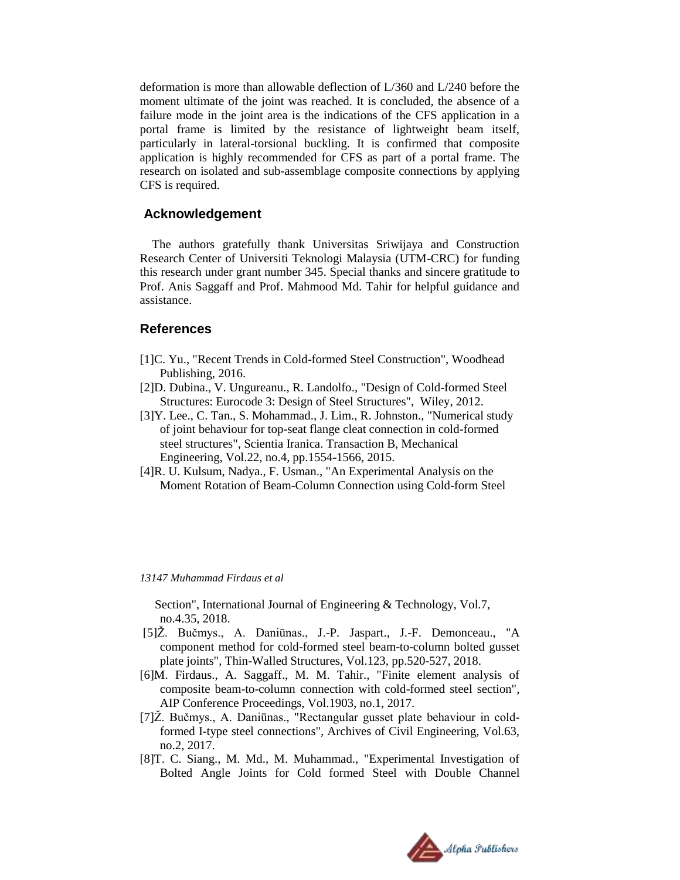deformation is more than allowable deflection of L/360 and L/240 before the moment ultimate of the joint was reached. It is concluded, the absence of a failure mode in the joint area is the indications of the CFS application in a portal frame is limited by the resistance of lightweight beam itself, particularly in lateral-torsional buckling. It is confirmed that composite application is highly recommended for CFS as part of a portal frame. The research on isolated and sub-assemblage composite connections by applying CFS is required.

## Acknowledgement

The authors gratefully thank Universitas Sriwijaya and Construction Research Center of Universiti Teknologi Malaysia (UTM-CRC) for funding this research under grant number 345. Special thanks and sincere gratitude to Prof. Anis Saggaff and Prof. Mahmood Md. Tahir for helpful guidance and assistance.

## References

[1]C. Yu., "Recent Trends in Cold-formed Steel Construction", Woodhead Publishing, 2016.

[2]D. Dubina., V. Ungureanu., R. Landolfo., "Design of Cold-formed Steel Structures: Eurocode 3: Design of Steel Structures", Wiley, 2012.

[3]Y. Lee., C. Tan., S. Mohammad., J. Lim., R. Johnston., "Numerical study of joint behaviour for top-seat flange cleat connection in cold-formed steel structures", Scientia Iranica. Transaction B, Mechanical Engineering, Vol.22, no.4, pp.1554-1566, 2015.

[4]R. U. Kulsum, Nadya., F. Usman., "An Experimental Analysis on the Moment Rotation of Beam-Column Connection using Cold-form Steel Section", International Journal of Engineering & Technology, Vol.7, no.4.35, 2018.

[5]Ž. Bučmys., A. Daniūnas., J.-P. Jaspart., J.-F. Demonceau., "A component method for cold-formed steel beam-to-column bolted gusset plate joints", Thin-Walled Structures, Vol.123, pp.520-527, 2018.

[6]M. Firdaus., A. Saggaff., M. M. Tahir., "Finite element analysis of composite beam-to-column connection with cold-formed steel section", AIP Conference Proceedings, Vol.1903, no.1, 2017.

[7]Ž. Bučmys., A. Daniūnas., "Rectangular gusset plate behaviour in cold-formed I-type steel connections", Archives of Civil Engineering, Vol.63, no.2, 2017.

[8]T. C. Siang., M. Md., M. Muhammad., "Experimental Investigation of Bolted Angle Joints for Cold formed Steel with Double Channel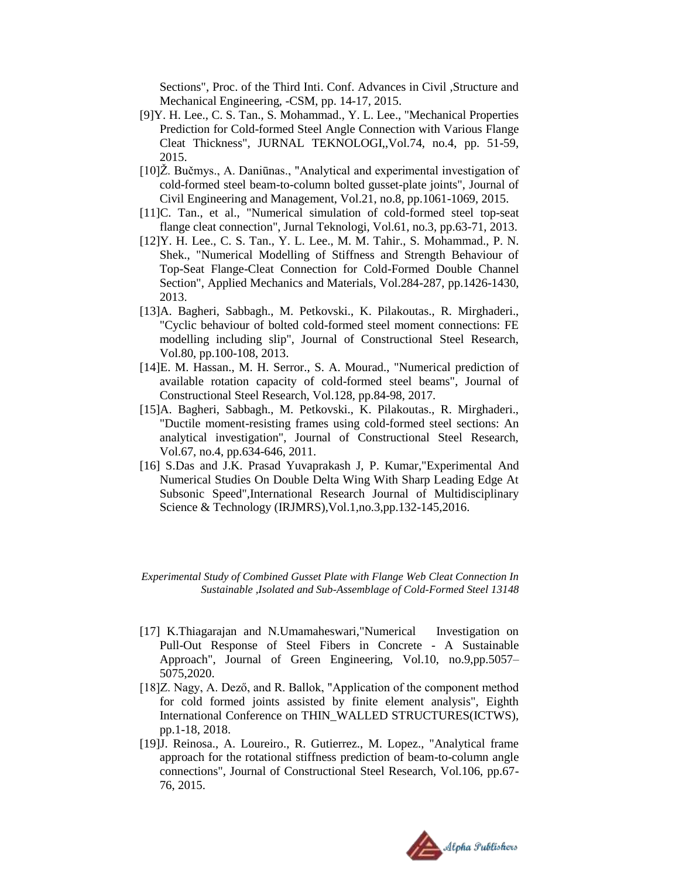Sections", Proc. of the Third Inti. Conf. Advances in Civil ,Structure and Mechanical Engineering, -CSM, pp. 14-17, 2015.

[9]Y. H. Lee., C. S. Tan., S. Mohammad., Y. L. Lee., "Mechanical Properties Prediction for Cold-formed Steel Angle Connection with Various Flange Cleat Thickness", JURNAL TEKNOLOGI,,Vol.74, no.4, pp. 51-59, 2015.

[10]Ž. Bučmys., A. Daniūnas., "Analytical and experimental investigation of cold-formed steel beam-to-column bolted gusset-plate joints", Journal of Civil Engineering and Management, Vol.21, no.8, pp.1061-1069, 2015.

[11]C. Tan., et al., "Numerical simulation of cold-formed steel top-seat flange cleat connection", Jurnal Teknologi, Vol.61, no.3, pp.63-71, 2013.

[12]Y. H. Lee., C. S. Tan., Y. L. Lee., M. M. Tahir., S. Mohammad., P. N. Shek., "Numerical Modelling of Stiffness and Strength Behaviour of Top-Seat Flange-Cleat Connection for Cold-Formed Double Channel Section", Applied Mechanics and Materials, Vol.284-287, pp.1426-1430, 2013.

[13]A. Bagheri, Sabbagh., M. Petkovski., K. Pilakoutas., R. Mirghaderi., "Cyclic behaviour of bolted cold-formed steel moment connections: FE modelling including slip", Journal of Constructional Steel Research, Vol.80, pp.100-108, 2013.

[14]E. M. Hassan., M. H. Serror., S. A. Mourad., "Numerical prediction of available rotation capacity of cold-formed steel beams", Journal of Constructional Steel Research, Vol.128, pp.84-98, 2017.

[15]A. Bagheri, Sabbagh., M. Petkovski., K. Pilakoutas., R. Mirghaderi., "Ductile moment-resisting frames using cold-formed steel sections: An analytical investigation", Journal of Constructional Steel Research, Vol.67, no.4, pp.634-646, 2011.

[16] S.Das and J.K. Prasad Yuvaprakash J, P. Kumar,"Experimental And Numerical Studies On Double Delta Wing With Sharp Leading Edge At Subsonic Speed",International Research Journal of Multidisciplinary Science & Technology (IRJMRS),Vol.1,no.3,pp.132-145,2016.

[17] K.Thiagarajan and N.Umamaheswari,"Numerical Investigation on Pull-Out Response of Steel Fibers in Concrete - A Sustainable Approach", Journal of Green Engineering, Vol.10, no.9,pp.5057–5075,2020.

[18]Z. Nagy, A. Dező, and R. Ballok, "Application of the component method for cold formed joints assisted by finite element analysis", Eighth International Conference on THIN_WALLED STRUCTURES(ICTWS), pp.1-18, 2018.

[19]J. Reinosa., A. Loureiro., R. Gutierrez., M. Lopez., "Analytical frame approach for the rotational stiffness prediction of beam-to-column angle connections", Journal of Constructional Steel Research, Vol.106, pp.67-76, 2015.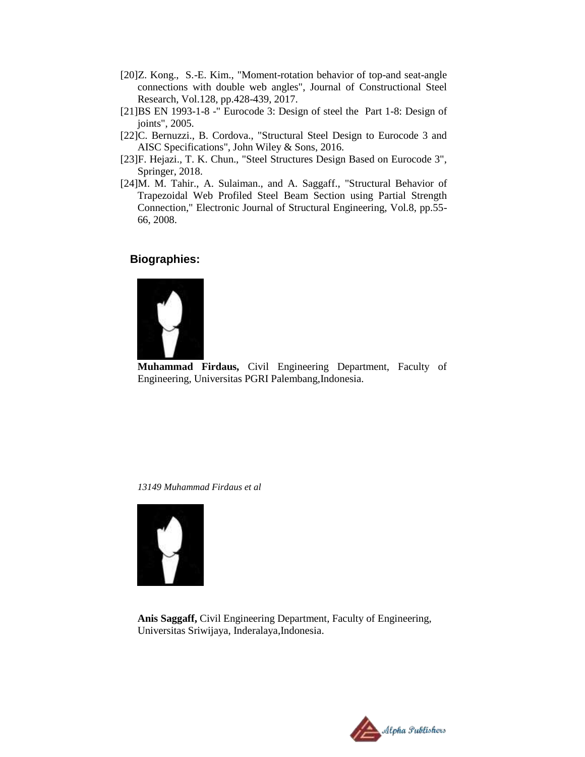[20]Z. Kong., S.-E. Kim., "Moment-rotation behavior of top-and seat-angle connections with double web angles", Journal of Constructional Steel Research, Vol.128, pp.428-439, 2017.

[21]BS EN 1993-1-8 -" Eurocode 3: Design of steel the Part 1-8: Design of joints", 2005.

[22]C. Bernuzzi., B. Cordova., "Structural Steel Design to Eurocode 3 and AISC Specifications", John Wiley & Sons, 2016.

[23]F. Hejazi., T. K. Chun., "Steel Structures Design Based on Eurocode 3", Springer, 2018.

[24]M. M. Tahir., A. Sulaiman., and A. Saggaff., "Structural Behavior of Trapezoidal Web Profiled Steel Beam Section using Partial Strength Connection," Electronic Journal of Structural Engineering, Vol.8, pp.55-66, 2008.

## Biographies:

**Muhammad Firdaus,** Civil Engineering Department, Faculty of Engineering, Universitas PGRI Palembang,Indonesia.

**Anis Saggaff,** Civil Engineering Department, Faculty of Engineering, Universitas Sriwijaya, Inderalaya,Indonesia.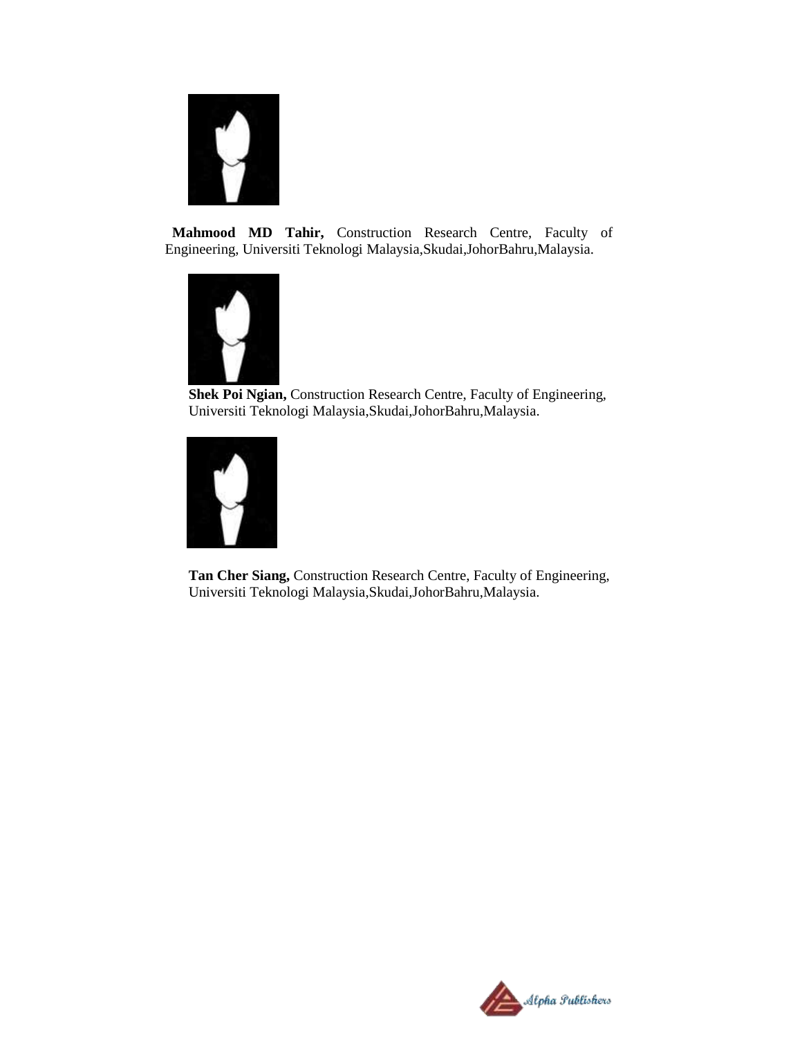**Mahmood MD Tahir,** Construction Research Centre, Faculty of Engineering, Universiti Teknologi Malaysia,Skudai,JohorBahru,Malaysia.

**Shek Poi Ngian,** Construction Research Centre, Faculty of Engineering, Universiti Teknologi Malaysia,Skudai,JohorBahru,Malaysia.

**Tan Cher Siang,** Construction Research Centre, Faculty of Engineering, Universiti Teknologi Malaysia,Skudai,JohorBahru,Malaysia.